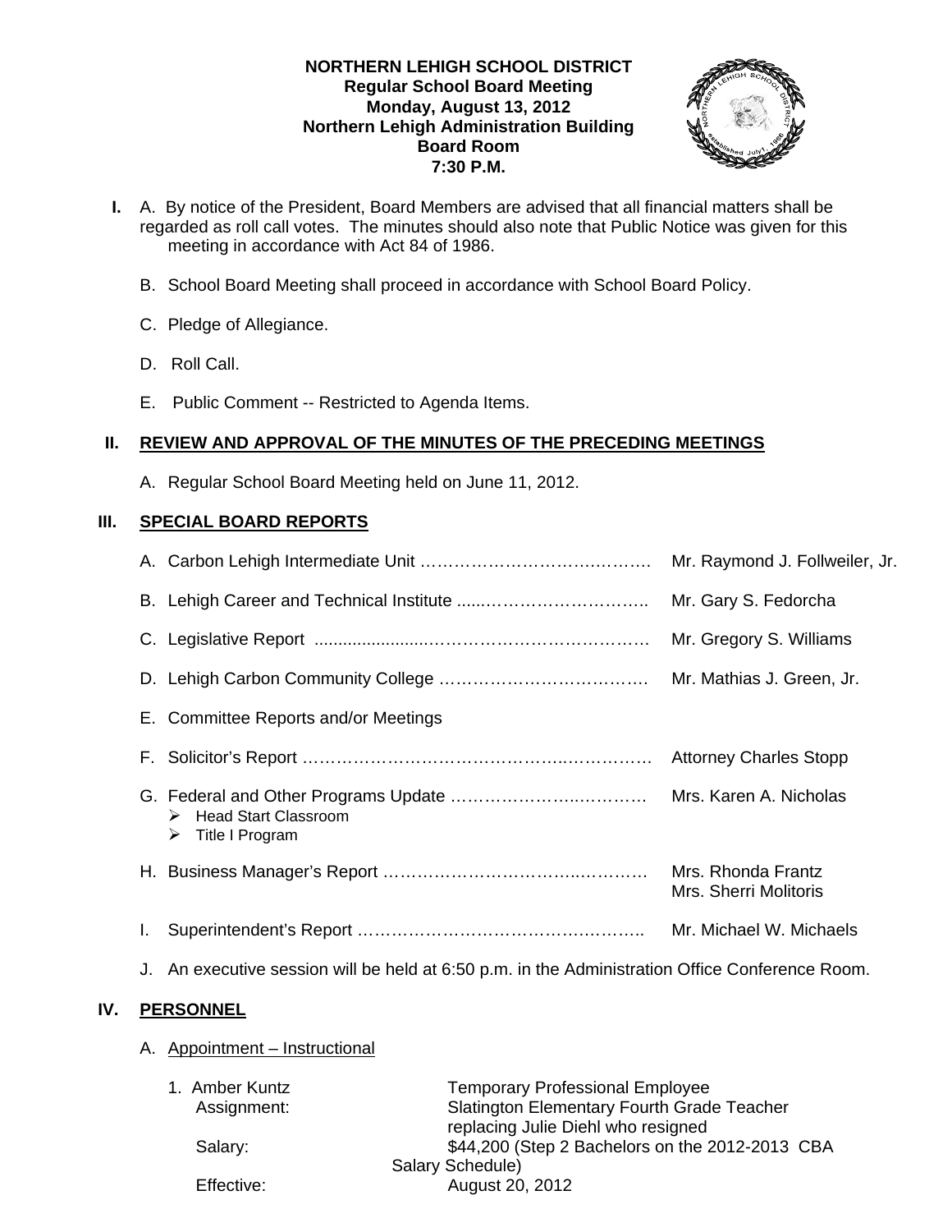**NORTHERN LEHIGH SCHOOL DISTRICT**
**Regular School Board Meeting**
**Monday, August 13, 2012**
**Northern Lehigh Administration Building**
**Board Room**
**7:30 P.M.**

**I.** A. By notice of the President, Board Members are advised that all financial matters shall be regarded as roll call votes. The minutes should also note that Public Notice was given for this meeting in accordance with Act 84 of 1986.

B. School Board Meeting shall proceed in accordance with School Board Policy.

C. Pledge of Allegiance.

D. Roll Call.

E. Public Comment -- Restricted to Agenda Items.

## II. REVIEW AND APPROVAL OF THE MINUTES OF THE PRECEDING MEETINGS

A. Regular School Board Meeting held on June 11, 2012.

## III. SPECIAL BOARD REPORTS

A. Carbon Lehigh Intermediate Unit …………………………………. Mr. Raymond J. Follweiler, Jr.

B. Lehigh Career and Technical Institute ……………………………. Mr. Gary S. Fedorcha

C. Legislative Report ……………………………………………………… Mr. Gregory S. Williams

D. Lehigh Carbon Community College ……………………………… Mr. Mathias J. Green, Jr.

E. Committee Reports and/or Meetings

F. Solicitor's Report …………………………………………………………. Attorney Charles Stopp

G. Federal and Other Programs Update …………………………… Mrs. Karen A. Nicholas
- Head Start Classroom
- Title I Program

H. Business Manager's Report ………………………………………… Mrs. Rhonda Frantz
Mrs. Sherri Molitoris

I. Superintendent's Report ……………………………………………. Mr. Michael W. Michaels

J. An executive session will be held at 6:50 p.m. in the Administration Office Conference Room.

## IV. PERSONNEL

A. Appointment – Instructional

1. Amber Kuntz — Temporary Professional Employee
   - Assignment: Slatington Elementary Fourth Grade Teacher replacing Julie Diehl who resigned
   - Salary: $44,200 (Step 2 Bachelors on the 2012-2013 CBA Salary Schedule)
   - Effective: August 20, 2012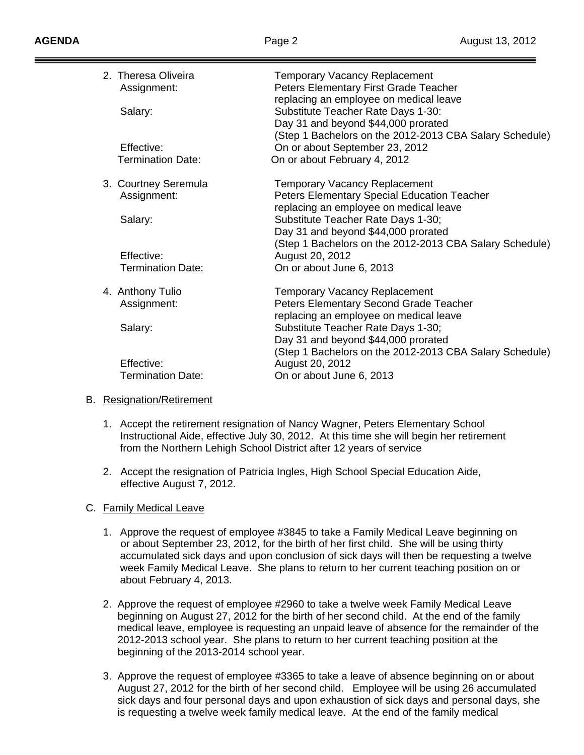2. Theresa Oliveira — Temporary Vacancy Replacement
   - Assignment: Peters Elementary First Grade Teacher replacing an employee on medical leave
   - Salary: Substitute Teacher Rate Days 1-30: Day 31 and beyond $44,000 prorated (Step 1 Bachelors on the 2012-2013 CBA Salary Schedule)
   - Effective: On or about September 23, 2012
   - Termination Date: On or about February 4, 2012

3. Courtney Seremula — Temporary Vacancy Replacement
   - Assignment: Peters Elementary Special Education Teacher replacing an employee on medical leave
   - Salary: Substitute Teacher Rate Days 1-30; Day 31 and beyond $44,000 prorated (Step 1 Bachelors on the 2012-2013 CBA Salary Schedule)
   - Effective: August 20, 2012
   - Termination Date: On or about June 6, 2013

4. Anthony Tulio — Temporary Vacancy Replacement
   - Assignment: Peters Elementary Second Grade Teacher replacing an employee on medical leave
   - Salary: Substitute Teacher Rate Days 1-30; Day 31 and beyond $44,000 prorated (Step 1 Bachelors on the 2012-2013 CBA Salary Schedule)
   - Effective: August 20, 2012
   - Termination Date: On or about June 6, 2013

B. Resignation/Retirement

1. Accept the retirement resignation of Nancy Wagner, Peters Elementary School Instructional Aide, effective July 30, 2012. At this time she will begin her retirement from the Northern Lehigh School District after 12 years of service

2. Accept the resignation of Patricia Ingles, High School Special Education Aide, effective August 7, 2012.

C. Family Medical Leave

1. Approve the request of employee #3845 to take a Family Medical Leave beginning on or about September 23, 2012, for the birth of her first child. She will be using thirty accumulated sick days and upon conclusion of sick days will then be requesting a twelve week Family Medical Leave. She plans to return to her current teaching position on or about February 4, 2013.

2. Approve the request of employee #2960 to take a twelve week Family Medical Leave beginning on August 27, 2012 for the birth of her second child. At the end of the family medical leave, employee is requesting an unpaid leave of absence for the remainder of the 2012-2013 school year. She plans to return to her current teaching position at the beginning of the 2013-2014 school year.

3. Approve the request of employee #3365 to take a leave of absence beginning on or about August 27, 2012 for the birth of her second child. Employee will be using 26 accumulated sick days and four personal days and upon exhaustion of sick days and personal days, she is requesting a twelve week family medical leave. At the end of the family medical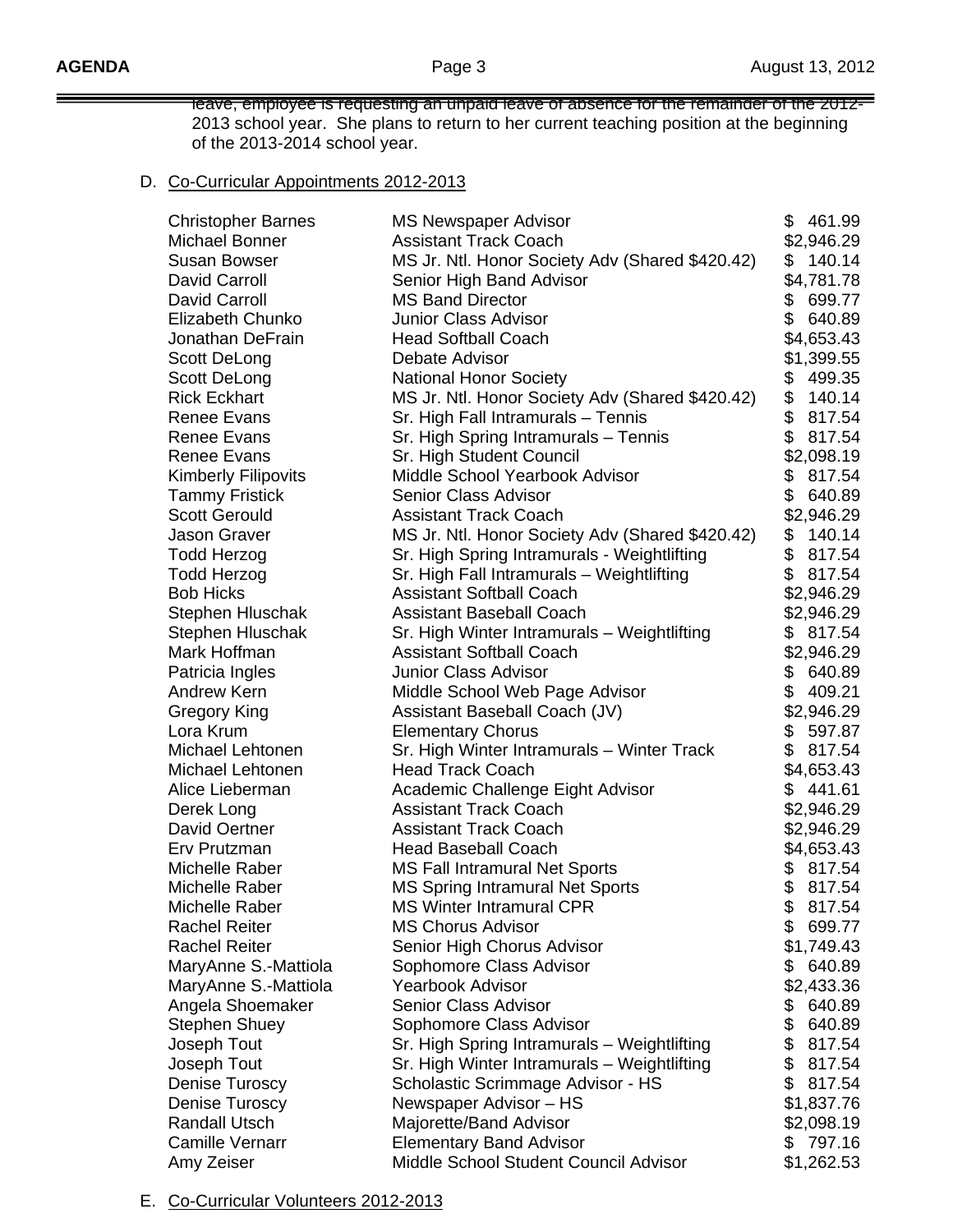leave, employee is requesting an unpaid leave of absence for the remainder of the 2012-2013 school year. She plans to return to her current teaching position at the beginning of the 2013-2014 school year.

D. Co-Curricular Appointments 2012-2013

| | | |
|---|---|---|
| Christopher Barnes | MS Newspaper Advisor | $ 461.99 |
| Michael Bonner | Assistant Track Coach | $2,946.29 |
| Susan Bowser | MS Jr. Ntl. Honor Society Adv (Shared $420.42) | $ 140.14 |
| David Carroll | Senior High Band Advisor | $4,781.78 |
| David Carroll | MS Band Director | $ 699.77 |
| Elizabeth Chunko | Junior Class Advisor | $ 640.89 |
| Jonathan DeFrain | Head Softball Coach | $4,653.43 |
| Scott DeLong | Debate Advisor | $1,399.55 |
| Scott DeLong | National Honor Society | $ 499.35 |
| Rick Eckhart | MS Jr. Ntl. Honor Society Adv (Shared $420.42) | $ 140.14 |
| Renee Evans | Sr. High Fall Intramurals – Tennis | $ 817.54 |
| Renee Evans | Sr. High Spring Intramurals – Tennis | $ 817.54 |
| Renee Evans | Sr. High Student Council | $2,098.19 |
| Kimberly Filipovits | Middle School Yearbook Advisor | $ 817.54 |
| Tammy Fristick | Senior Class Advisor | $ 640.89 |
| Scott Gerould | Assistant Track Coach | $2,946.29 |
| Jason Graver | MS Jr. Ntl. Honor Society Adv (Shared $420.42) | $ 140.14 |
| Todd Herzog | Sr. High Spring Intramurals - Weightlifting | $ 817.54 |
| Todd Herzog | Sr. High Fall Intramurals – Weightlifting | $ 817.54 |
| Bob Hicks | Assistant Softball Coach | $2,946.29 |
| Stephen Hluschak | Assistant Baseball Coach | $2,946.29 |
| Stephen Hluschak | Sr. High Winter Intramurals – Weightlifting | $ 817.54 |
| Mark Hoffman | Assistant Softball Coach | $2,946.29 |
| Patricia Ingles | Junior Class Advisor | $ 640.89 |
| Andrew Kern | Middle School Web Page Advisor | $ 409.21 |
| Gregory King | Assistant Baseball Coach (JV) | $2,946.29 |
| Lora Krum | Elementary Chorus | $ 597.87 |
| Michael Lehtonen | Sr. High Winter Intramurals – Winter Track | $ 817.54 |
| Michael Lehtonen | Head Track Coach | $4,653.43 |
| Alice Lieberman | Academic Challenge Eight Advisor | $ 441.61 |
| Derek Long | Assistant Track Coach | $2,946.29 |
| David Oertner | Assistant Track Coach | $2,946.29 |
| Erv Prutzman | Head Baseball Coach | $4,653.43 |
| Michelle Raber | MS Fall Intramural Net Sports | $ 817.54 |
| Michelle Raber | MS Spring Intramural Net Sports | $ 817.54 |
| Michelle Raber | MS Winter Intramural CPR | $ 817.54 |
| Rachel Reiter | MS Chorus Advisor | $ 699.77 |
| Rachel Reiter | Senior High Chorus Advisor | $1,749.43 |
| MaryAnne S.-Mattiola | Sophomore Class Advisor | $ 640.89 |
| MaryAnne S.-Mattiola | Yearbook Advisor | $2,433.36 |
| Angela Shoemaker | Senior Class Advisor | $ 640.89 |
| Stephen Shuey | Sophomore Class Advisor | $ 640.89 |
| Joseph Tout | Sr. High Spring Intramurals – Weightlifting | $ 817.54 |
| Joseph Tout | Sr. High Winter Intramurals – Weightlifting | $ 817.54 |
| Denise Turoscy | Scholastic Scrimmage Advisor - HS | $ 817.54 |
| Denise Turoscy | Newspaper Advisor – HS | $1,837.76 |
| Randall Utsch | Majorette/Band Advisor | $2,098.19 |
| Camille Vernarr | Elementary Band Advisor | $ 797.16 |
| Amy Zeiser | Middle School Student Council Advisor | $1,262.53 |

E. Co-Curricular Volunteers 2012-2013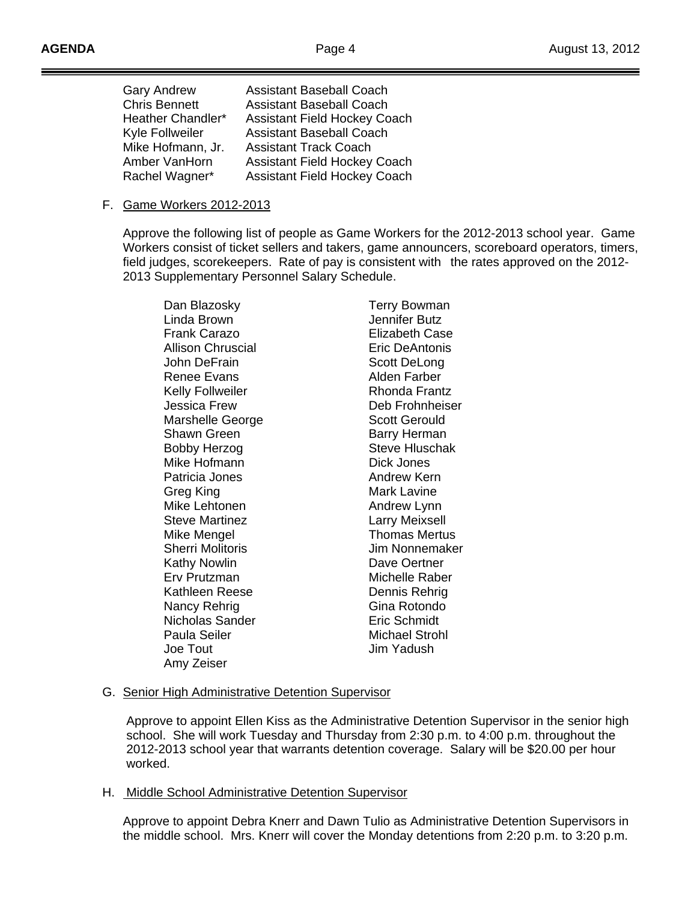| | |
|---|---|
| Gary Andrew | Assistant Baseball Coach |
| Chris Bennett | Assistant Baseball Coach |
| Heather Chandler* | Assistant Field Hockey Coach |
| Kyle Follweiler | Assistant Baseball Coach |
| Mike Hofmann, Jr. | Assistant Track Coach |
| Amber VanHorn | Assistant Field Hockey Coach |
| Rachel Wagner* | Assistant Field Hockey Coach |

F. Game Workers 2012-2013

Approve the following list of people as Game Workers for the 2012-2013 school year. Game Workers consist of ticket sellers and takers, game announcers, scoreboard operators, timers, field judges, scorekeepers. Rate of pay is consistent with the rates approved on the 2012-2013 Supplementary Personnel Salary Schedule.

| | |
|---|---|
| Dan Blazosky | Terry Bowman |
| Linda Brown | Jennifer Butz |
| Frank Carazo | Elizabeth Case |
| Allison Chruscial | Eric DeAntonis |
| John DeFrain | Scott DeLong |
| Renee Evans | Alden Farber |
| Kelly Follweiler | Rhonda Frantz |
| Jessica Frew | Deb Frohnheiser |
| Marshelle George | Scott Gerould |
| Shawn Green | Barry Herman |
| Bobby Herzog | Steve Hluschak |
| Mike Hofmann | Dick Jones |
| Patricia Jones | Andrew Kern |
| Greg King | Mark Lavine |
| Mike Lehtonen | Andrew Lynn |
| Steve Martinez | Larry Meixsell |
| Mike Mengel | Thomas Mertus |
| Sherri Molitoris | Jim Nonnemaker |
| Kathy Nowlin | Dave Oertner |
| Erv Prutzman | Michelle Raber |
| Kathleen Reese | Dennis Rehrig |
| Nancy Rehrig | Gina Rotondo |
| Nicholas Sander | Eric Schmidt |
| Paula Seiler | Michael Strohl |
| Joe Tout | Jim Yadush |
| Amy Zeiser | |

G. Senior High Administrative Detention Supervisor

Approve to appoint Ellen Kiss as the Administrative Detention Supervisor in the senior high school. She will work Tuesday and Thursday from 2:30 p.m. to 4:00 p.m. throughout the 2012-2013 school year that warrants detention coverage. Salary will be $20.00 per hour worked.

H. Middle School Administrative Detention Supervisor

Approve to appoint Debra Knerr and Dawn Tulio as Administrative Detention Supervisors in the middle school. Mrs. Knerr will cover the Monday detentions from 2:20 p.m. to 3:20 p.m.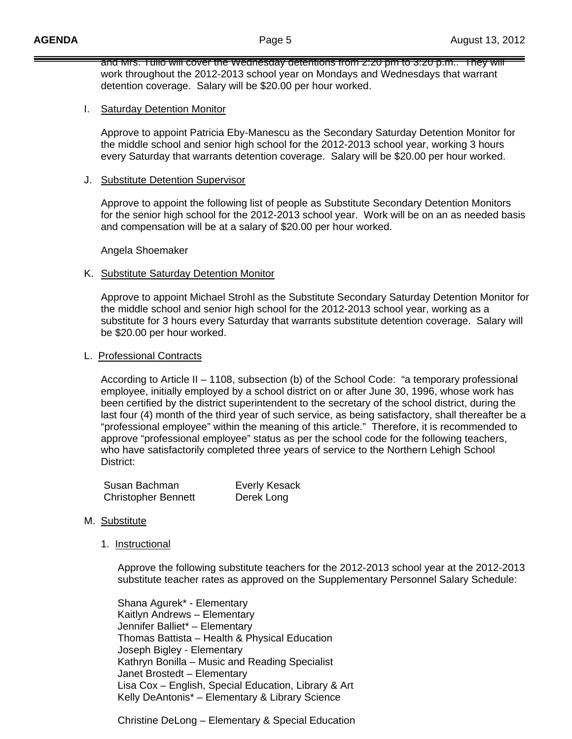and Mrs. Tullo will cover the Wednesday detentions from 2:20 pm to 3:20 p.m.. They will work throughout the 2012-2013 school year on Mondays and Wednesdays that warrant detention coverage. Salary will be $20.00 per hour worked.

I. Saturday Detention Monitor

Approve to appoint Patricia Eby-Manescu as the Secondary Saturday Detention Monitor for the middle school and senior high school for the 2012-2013 school year, working 3 hours every Saturday that warrants detention coverage. Salary will be $20.00 per hour worked.

J. Substitute Detention Supervisor

Approve to appoint the following list of people as Substitute Secondary Detention Monitors for the senior high school for the 2012-2013 school year. Work will be on an as needed basis and compensation will be at a salary of $20.00 per hour worked.

Angela Shoemaker

K. Substitute Saturday Detention Monitor

Approve to appoint Michael Strohl as the Substitute Secondary Saturday Detention Monitor for the middle school and senior high school for the 2012-2013 school year, working as a substitute for 3 hours every Saturday that warrants substitute detention coverage. Salary will be $20.00 per hour worked.

L. Professional Contracts

According to Article II – 1108, subsection (b) of the School Code: "a temporary professional employee, initially employed by a school district on or after June 30, 1996, whose work has been certified by the district superintendent to the secretary of the school district, during the last four (4) month of the third year of such service, as being satisfactory, shall thereafter be a "professional employee" within the meaning of this article." Therefore, it is recommended to approve "professional employee" status as per the school code for the following teachers, who have satisfactorily completed three years of service to the Northern Lehigh School District:

| | |
|---|---|
| Susan Bachman | Everly Kesack |
| Christopher Bennett | Derek Long |

M. Substitute

1. Instructional

Approve the following substitute teachers for the 2012-2013 school year at the 2012-2013 substitute teacher rates as approved on the Supplementary Personnel Salary Schedule:

Shana Agurek* - Elementary
Kaitlyn Andrews – Elementary
Jennifer Balliet* – Elementary
Thomas Battista – Health & Physical Education
Joseph Bigley - Elementary
Kathryn Bonilla – Music and Reading Specialist
Janet Brostedt – Elementary
Lisa Cox – English, Special Education, Library & Art
Kelly DeAntonis* – Elementary & Library Science

Christine DeLong – Elementary & Special Education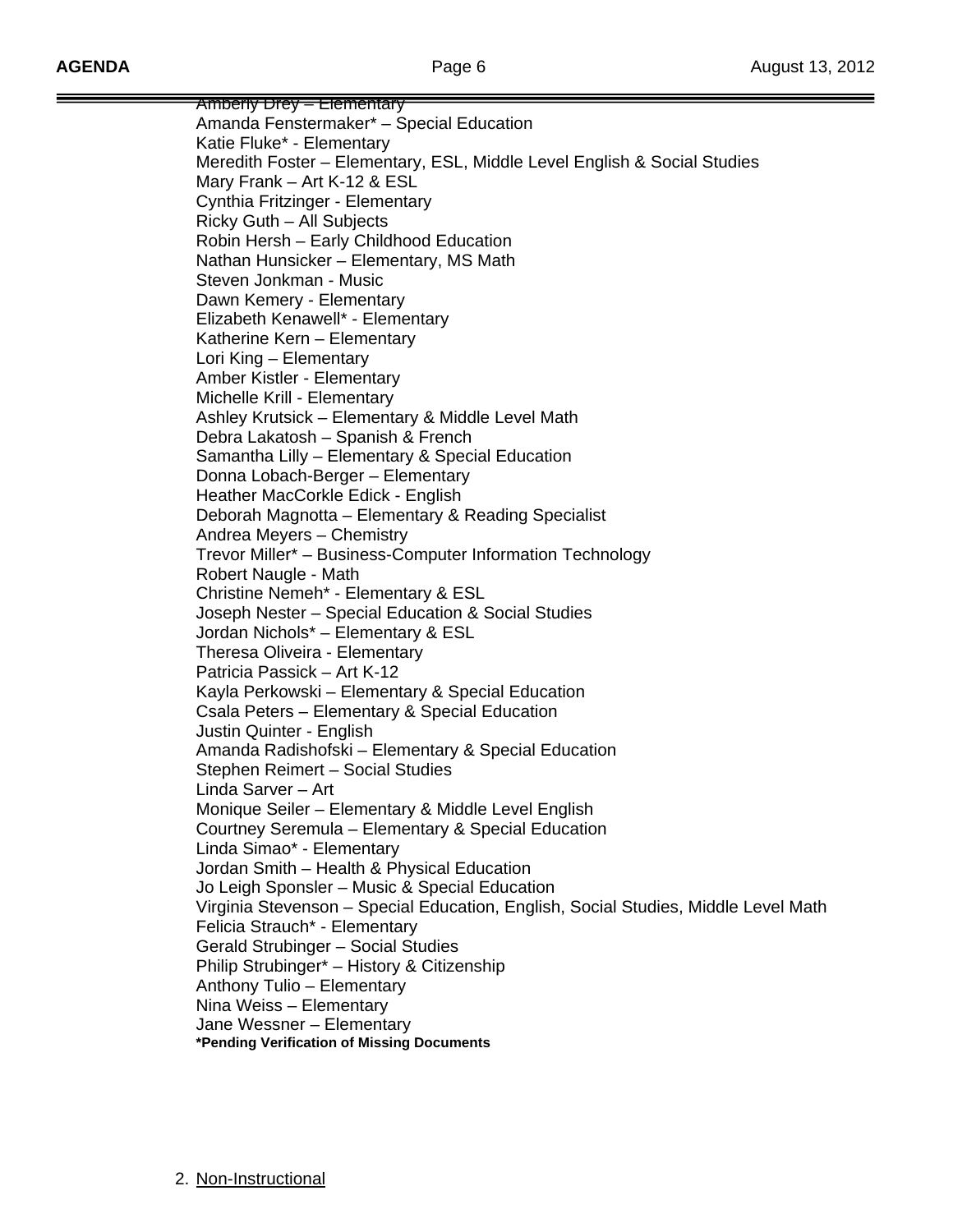Amberly Drey – Elementary
Amanda Fenstermaker* – Special Education
Katie Fluke* - Elementary
Meredith Foster – Elementary, ESL, Middle Level English & Social Studies
Mary Frank – Art K-12 & ESL
Cynthia Fritzinger - Elementary
Ricky Guth – All Subjects
Robin Hersh – Early Childhood Education
Nathan Hunsicker – Elementary, MS Math
Steven Jonkman - Music
Dawn Kemery - Elementary
Elizabeth Kenawell* - Elementary
Katherine Kern – Elementary
Lori King – Elementary
Amber Kistler - Elementary
Michelle Krill - Elementary
Ashley Krutsick – Elementary & Middle Level Math
Debra Lakatosh – Spanish & French
Samantha Lilly – Elementary & Special Education
Donna Lobach-Berger – Elementary
Heather MacCorkle Edick - English
Deborah Magnotta – Elementary & Reading Specialist
Andrea Meyers – Chemistry
Trevor Miller* – Business-Computer Information Technology
Robert Naugle - Math
Christine Nemeh* - Elementary & ESL
Joseph Nester – Special Education & Social Studies
Jordan Nichols* – Elementary & ESL
Theresa Oliveira - Elementary
Patricia Passick – Art K-12
Kayla Perkowski – Elementary & Special Education
Csala Peters – Elementary & Special Education
Justin Quinter - English
Amanda Radishofski – Elementary & Special Education
Stephen Reimert – Social Studies
Linda Sarver – Art
Monique Seiler – Elementary & Middle Level English
Courtney Seremula – Elementary & Special Education
Linda Simao* - Elementary
Jordan Smith – Health & Physical Education
Jo Leigh Sponsler – Music & Special Education
Virginia Stevenson – Special Education, English, Social Studies, Middle Level Math
Felicia Strauch* - Elementary
Gerald Strubinger – Social Studies
Philip Strubinger* – History & Citizenship
Anthony Tulio – Elementary
Nina Weiss – Elementary
Jane Wessner – Elementary

**\*Pending Verification of Missing Documents**

2. Non-Instructional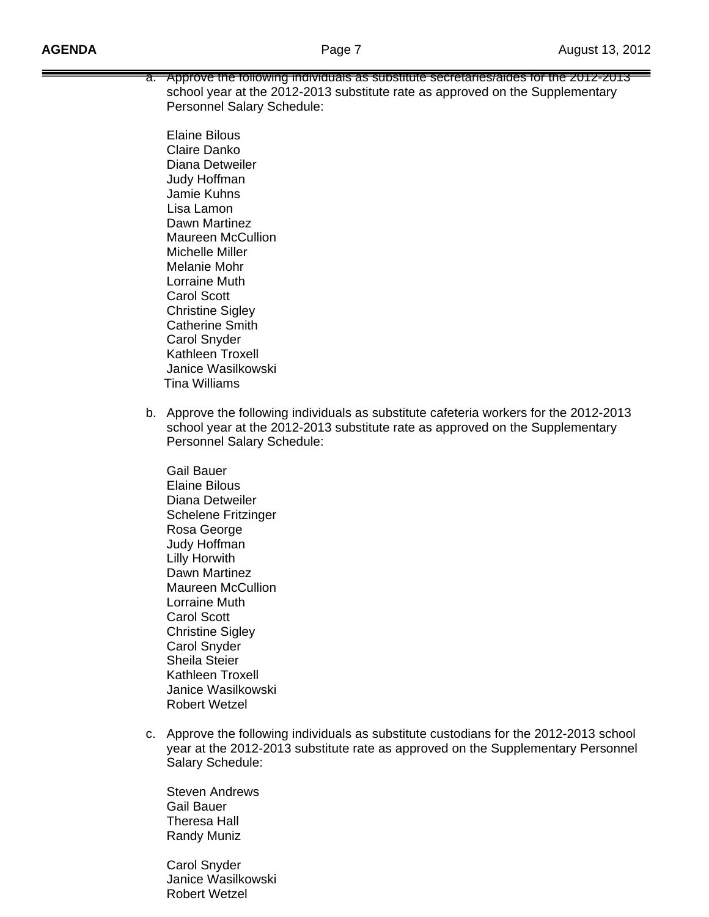a. Approve the following individuals as substitute secretaries/aides for the 2012-2013 school year at the 2012-2013 substitute rate as approved on the Supplementary Personnel Salary Schedule:

   Elaine Bilous
   Claire Danko
   Diana Detweiler
   Judy Hoffman
   Jamie Kuhns
   Lisa Lamon
   Dawn Martinez
   Maureen McCullion
   Michelle Miller
   Melanie Mohr
   Lorraine Muth
   Carol Scott
   Christine Sigley
   Catherine Smith
   Carol Snyder
   Kathleen Troxell
   Janice Wasilkowski
   Tina Williams

b. Approve the following individuals as substitute cafeteria workers for the 2012-2013 school year at the 2012-2013 substitute rate as approved on the Supplementary Personnel Salary Schedule:

   Gail Bauer
   Elaine Bilous
   Diana Detweiler
   Schelene Fritzinger
   Rosa George
   Judy Hoffman
   Lilly Horwith
   Dawn Martinez
   Maureen McCullion
   Lorraine Muth
   Carol Scott
   Christine Sigley
   Carol Snyder
   Sheila Steier
   Kathleen Troxell
   Janice Wasilkowski
   Robert Wetzel

c. Approve the following individuals as substitute custodians for the 2012-2013 school year at the 2012-2013 substitute rate as approved on the Supplementary Personnel Salary Schedule:

   Steven Andrews
   Gail Bauer
   Theresa Hall
   Randy Muniz

   Carol Snyder
   Janice Wasilkowski
   Robert Wetzel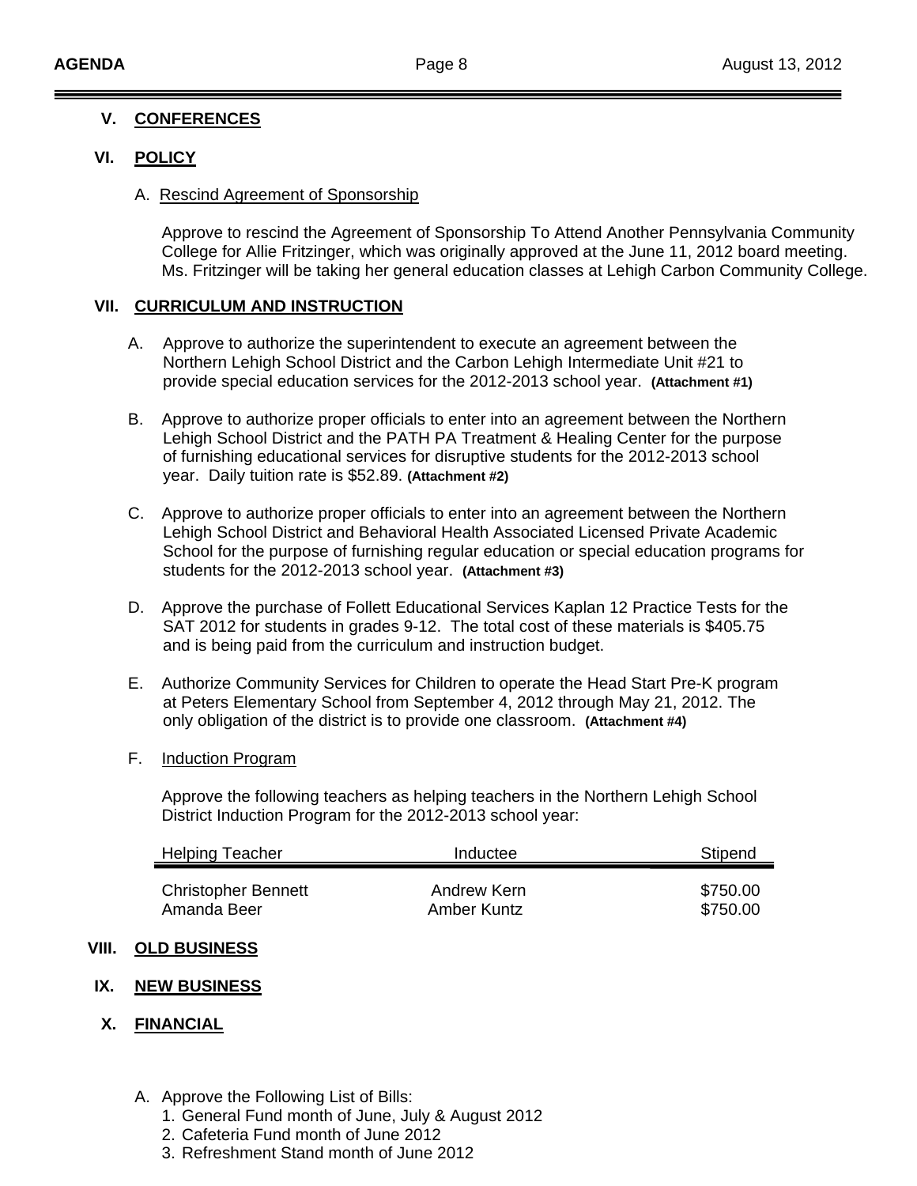## V. CONFERENCES

## VI. POLICY

A. Rescind Agreement of Sponsorship

Approve to rescind the Agreement of Sponsorship To Attend Another Pennsylvania Community College for Allie Fritzinger, which was originally approved at the June 11, 2012 board meeting. Ms. Fritzinger will be taking her general education classes at Lehigh Carbon Community College.

## VII. CURRICULUM AND INSTRUCTION

A. Approve to authorize the superintendent to execute an agreement between the Northern Lehigh School District and the Carbon Lehigh Intermediate Unit #21 to provide special education services for the 2012-2013 school year. **(Attachment #1)**

B. Approve to authorize proper officials to enter into an agreement between the Northern Lehigh School District and the PATH PA Treatment & Healing Center for the purpose of furnishing educational services for disruptive students for the 2012-2013 school year. Daily tuition rate is $52.89. **(Attachment #2)**

C. Approve to authorize proper officials to enter into an agreement between the Northern Lehigh School District and Behavioral Health Associated Licensed Private Academic School for the purpose of furnishing regular education or special education programs for students for the 2012-2013 school year. **(Attachment #3)**

D. Approve the purchase of Follett Educational Services Kaplan 12 Practice Tests for the SAT 2012 for students in grades 9-12. The total cost of these materials is $405.75 and is being paid from the curriculum and instruction budget.

E. Authorize Community Services for Children to operate the Head Start Pre-K program at Peters Elementary School from September 4, 2012 through May 21, 2012. The only obligation of the district is to provide one classroom. **(Attachment #4)**

F. Induction Program

Approve the following teachers as helping teachers in the Northern Lehigh School District Induction Program for the 2012-2013 school year:

| Helping Teacher | Inductee | Stipend |
|---|---|---|
| Christopher Bennett | Andrew Kern | $750.00 |
| Amanda Beer | Amber Kuntz | $750.00 |

## VIII. OLD BUSINESS

## IX. NEW BUSINESS

## X. FINANCIAL

A. Approve the Following List of Bills:
1. General Fund month of June, July & August 2012
2. Cafeteria Fund month of June 2012
3. Refreshment Stand month of June 2012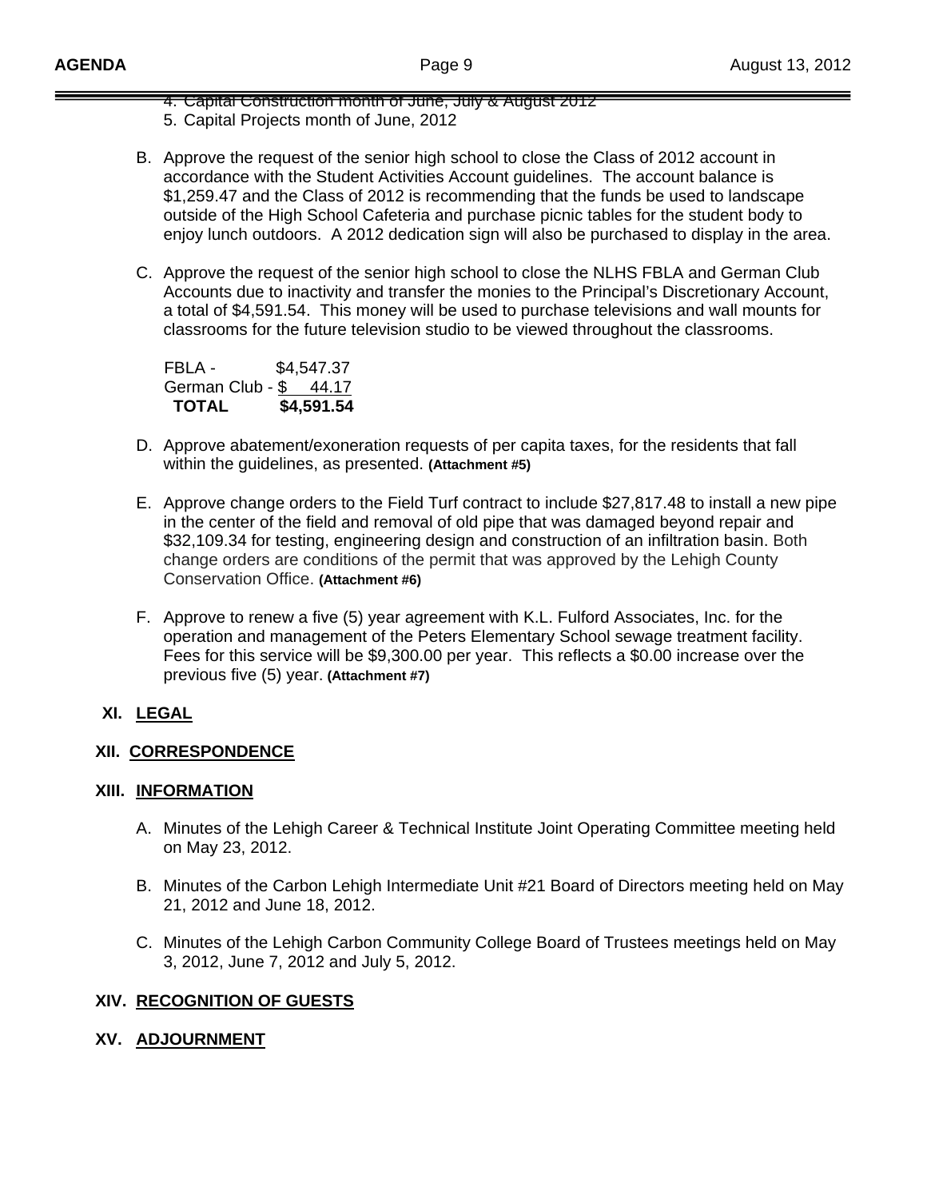4. Capital Construction month of June, July & August 2012
5. Capital Projects month of June, 2012

B. Approve the request of the senior high school to close the Class of 2012 account in accordance with the Student Activities Account guidelines. The account balance is $1,259.47 and the Class of 2012 is recommending that the funds be used to landscape outside of the High School Cafeteria and purchase picnic tables for the student body to enjoy lunch outdoors. A 2012 dedication sign will also be purchased to display in the area.

C. Approve the request of the senior high school to close the NLHS FBLA and German Club Accounts due to inactivity and transfer the monies to the Principal's Discretionary Account, a total of $4,591.54. This money will be used to purchase televisions and wall mounts for classrooms for the future television studio to be viewed throughout the classrooms.

| | |
|---|---|
| FBLA - | $4,547.37 |
| German Club - | $ 44.17 |
| **TOTAL** | **$4,591.54** |

D. Approve abatement/exoneration requests of per capita taxes, for the residents that fall within the guidelines, as presented. **(Attachment #5)**

E. Approve change orders to the Field Turf contract to include $27,817.48 to install a new pipe in the center of the field and removal of old pipe that was damaged beyond repair and $32,109.34 for testing, engineering design and construction of an infiltration basin. Both change orders are conditions of the permit that was approved by the Lehigh County Conservation Office. **(Attachment #6)**

F. Approve to renew a five (5) year agreement with K.L. Fulford Associates, Inc. for the operation and management of the Peters Elementary School sewage treatment facility. Fees for this service will be $9,300.00 per year. This reflects a $0.00 increase over the previous five (5) year. **(Attachment #7)**

## XI. LEGAL

## XII. CORRESPONDENCE

## XIII. INFORMATION

A. Minutes of the Lehigh Career & Technical Institute Joint Operating Committee meeting held on May 23, 2012.

B. Minutes of the Carbon Lehigh Intermediate Unit #21 Board of Directors meeting held on May 21, 2012 and June 18, 2012.

C. Minutes of the Lehigh Carbon Community College Board of Trustees meetings held on May 3, 2012, June 7, 2012 and July 5, 2012.

## XIV. RECOGNITION OF GUESTS

## XV. ADJOURNMENT